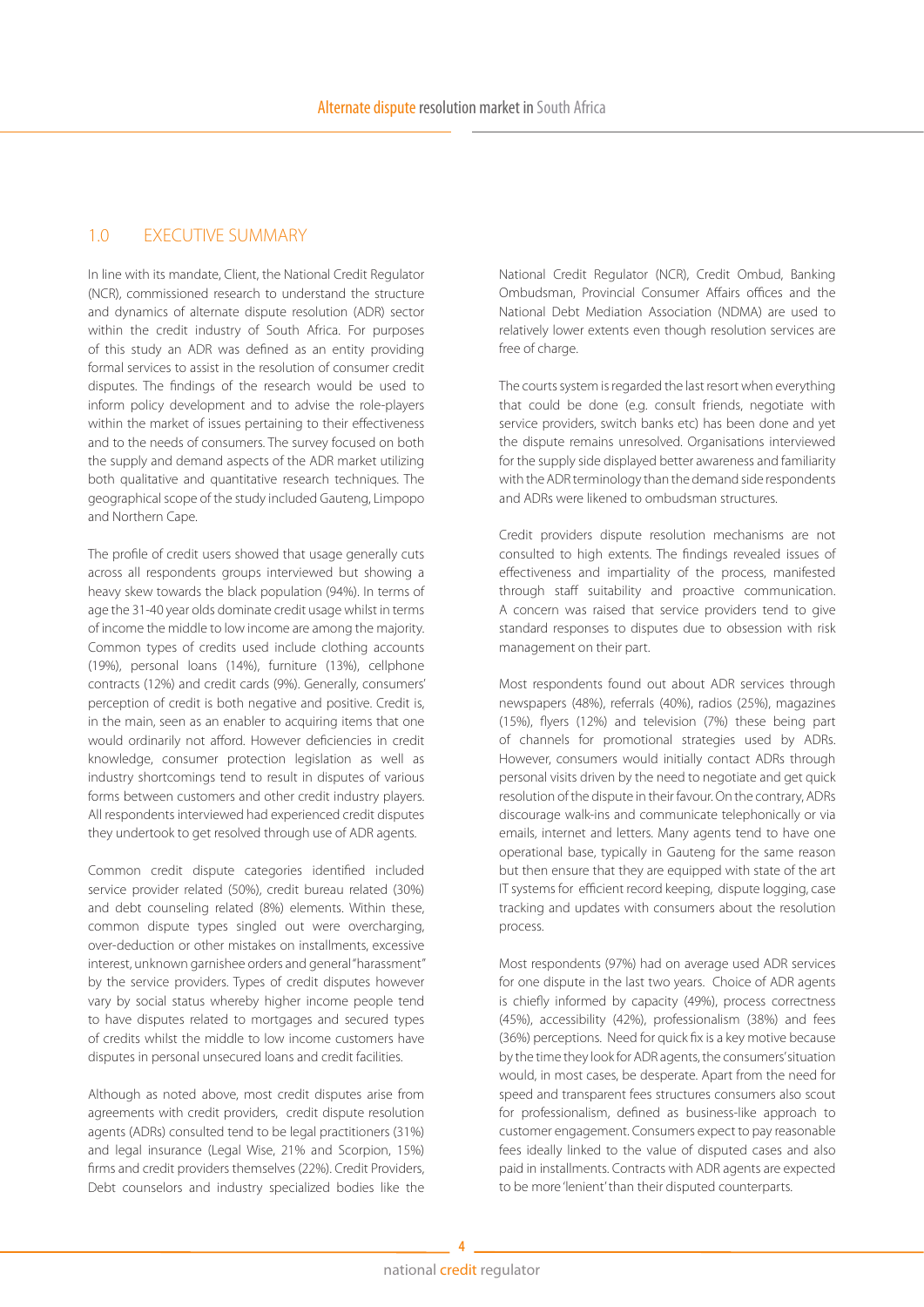## 1.0 EXECUTIVE SUMMARY

In line with its mandate, Client, the National Credit Regulator (NCR), commissioned research to understand the structure and dynamics of alternate dispute resolution (ADR) sector within the credit industry of South Africa. For purposes of this study an ADR was defined as an entity providing formal services to assist in the resolution of consumer credit disputes. The findings of the research would be used to inform policy development and to advise the role-players within the market of issues pertaining to their effectiveness and to the needs of consumers. The survey focused on both the supply and demand aspects of the ADR market utilizing both qualitative and quantitative research techniques. The geographical scope of the study included Gauteng, Limpopo and Northern Cape.

The profile of credit users showed that usage generally cuts across all respondents groups interviewed but showing a heavy skew towards the black population (94%). In terms of age the 31-40 year olds dominate credit usage whilst in terms of income the middle to low income are among the majority. Common types of credits used include clothing accounts (19%), personal loans (14%), furniture (13%), cellphone contracts (12%) and credit cards (9%). Generally, consumers' perception of credit is both negative and positive. Credit is, in the main, seen as an enabler to acquiring items that one would ordinarily not afford. However deficiencies in credit knowledge, consumer protection legislation as well as industry shortcomings tend to result in disputes of various forms between customers and other credit industry players. All respondents interviewed had experienced credit disputes they undertook to get resolved through use of ADR agents.

Common credit dispute categories identified included service provider related (50%), credit bureau related (30%) and debt counseling related (8%) elements. Within these, common dispute types singled out were overcharging, over-deduction or other mistakes on installments, excessive interest, unknown garnishee orders and general "harassment" by the service providers. Types of credit disputes however vary by social status whereby higher income people tend to have disputes related to mortgages and secured types of credits whilst the middle to low income customers have disputes in personal unsecured loans and credit facilities.

Although as noted above, most credit disputes arise from agreements with credit providers, credit dispute resolution agents (ADRs) consulted tend to be legal practitioners (31%) and legal insurance (Legal Wise, 21% and Scorpion, 15%) firms and credit providers themselves (22%). Credit Providers, Debt counselors and industry specialized bodies like the National Credit Regulator (NCR), Credit Ombud, Banking Ombudsman, Provincial Consumer Affairs offices and the National Debt Mediation Association (NDMA) are used to relatively lower extents even though resolution services are free of charge.

The courts system is regarded the last resort when everything that could be done (e.g. consult friends, negotiate with service providers, switch banks etc) has been done and yet the dispute remains unresolved. Organisations interviewed for the supply side displayed better awareness and familiarity with the ADR terminology than the demand side respondents and ADRs were likened to ombudsman structures.

Credit providers dispute resolution mechanisms are not consulted to high extents. The findings revealed issues of effectiveness and impartiality of the process, manifested through staff suitability and proactive communication. A concern was raised that service providers tend to give standard responses to disputes due to obsession with risk management on their part.

Most respondents found out about ADR services through newspapers (48%), referrals (40%), radios (25%), magazines (15%), flyers (12%) and television (7%) these being part of channels for promotional strategies used by ADRs. However, consumers would initially contact ADRs through personal visits driven by the need to negotiate and get quick resolution of the dispute in their favour. On the contrary, ADRs discourage walk-ins and communicate telephonically or via emails, internet and letters. Many agents tend to have one operational base, typically in Gauteng for the same reason but then ensure that they are equipped with state of the art IT systems for efficient record keeping, dispute logging, case tracking and updates with consumers about the resolution process.

Most respondents (97%) had on average used ADR services for one dispute in the last two years. Choice of ADR agents is chiefly informed by capacity (49%), process correctness (45%), accessibility (42%), professionalism (38%) and fees (36%) perceptions. Need for quick fix is a key motive because by the time they look for ADR agents, the consumers' situation would, in most cases, be desperate. Apart from the need for speed and transparent fees structures consumers also scout for professionalism, defined as business-like approach to customer engagement. Consumers expect to pay reasonable fees ideally linked to the value of disputed cases and also paid in installments. Contracts with ADR agents are expected to be more 'lenient' than their disputed counterparts.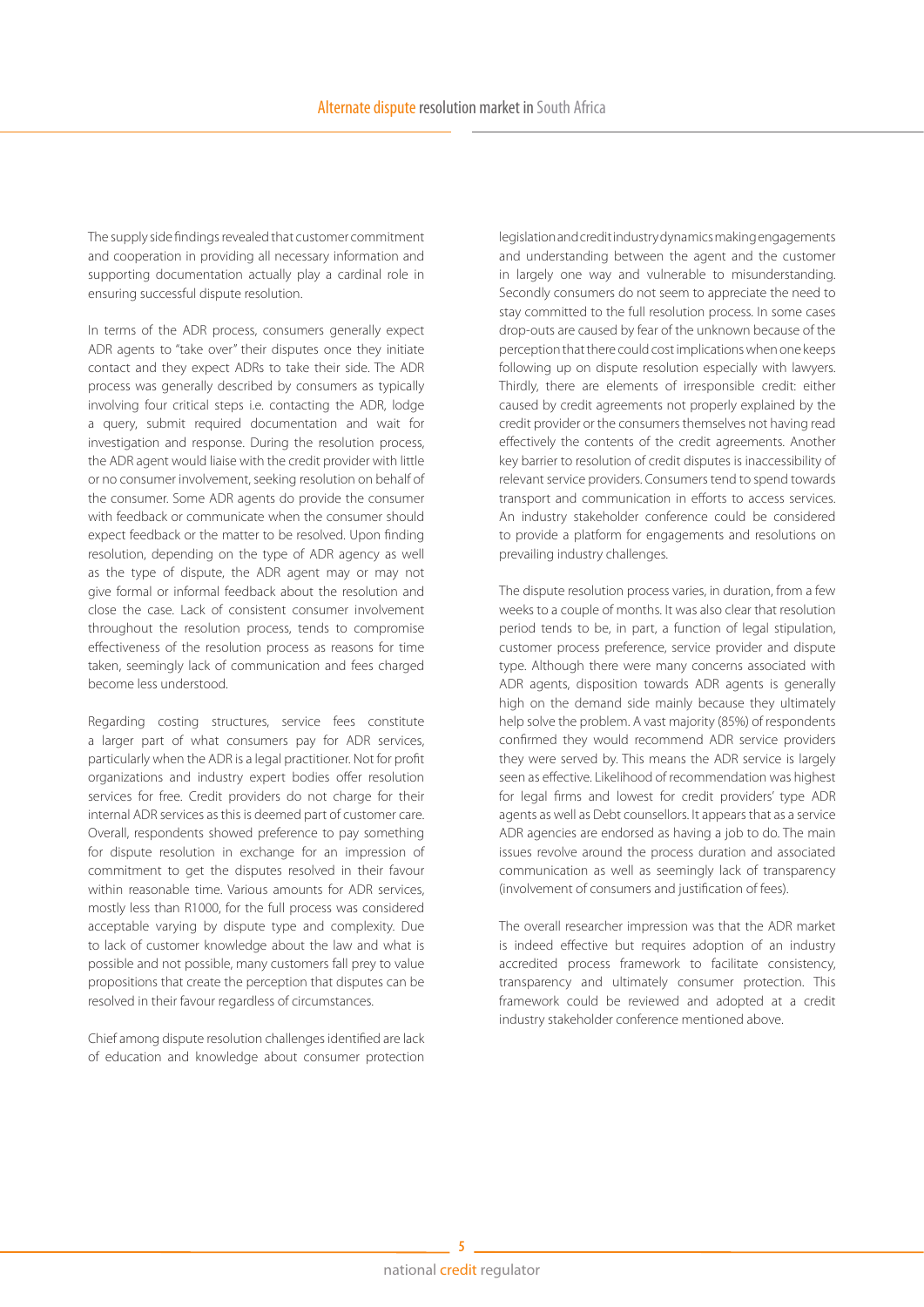The supply side findings revealed that customer commitment and cooperation in providing all necessary information and supporting documentation actually play a cardinal role in ensuring successful dispute resolution.

In terms of the ADR process, consumers generally expect ADR agents to "take over" their disputes once they initiate contact and they expect ADRs to take their side. The ADR process was generally described by consumers as typically involving four critical steps i.e. contacting the ADR, lodge a query, submit required documentation and wait for investigation and response. During the resolution process, the ADR agent would liaise with the credit provider with little or no consumer involvement, seeking resolution on behalf of the consumer. Some ADR agents do provide the consumer with feedback or communicate when the consumer should expect feedback or the matter to be resolved. Upon finding resolution, depending on the type of ADR agency as well as the type of dispute, the ADR agent may or may not give formal or informal feedback about the resolution and close the case. Lack of consistent consumer involvement throughout the resolution process, tends to compromise effectiveness of the resolution process as reasons for time taken, seemingly lack of communication and fees charged become less understood.

Regarding costing structures, service fees constitute a larger part of what consumers pay for ADR services, particularly when the ADR is a legal practitioner. Not for profit organizations and industry expert bodies offer resolution services for free. Credit providers do not charge for their internal ADR services as this is deemed part of customer care. Overall, respondents showed preference to pay something for dispute resolution in exchange for an impression of commitment to get the disputes resolved in their favour within reasonable time. Various amounts for ADR services, mostly less than R1000, for the full process was considered acceptable varying by dispute type and complexity. Due to lack of customer knowledge about the law and what is possible and not possible, many customers fall prey to value propositions that create the perception that disputes can be resolved in their favour regardless of circumstances.

Chief among dispute resolution challenges identified are lack of education and knowledge about consumer protection legislation and credit industry dynamics making engagements and understanding between the agent and the customer in largely one way and vulnerable to misunderstanding. Secondly consumers do not seem to appreciate the need to stay committed to the full resolution process. In some cases drop-outs are caused by fear of the unknown because of the perception that there could cost implications when one keeps following up on dispute resolution especially with lawyers. Thirdly, there are elements of irresponsible credit: either caused by credit agreements not properly explained by the credit provider or the consumers themselves not having read effectively the contents of the credit agreements. Another key barrier to resolution of credit disputes is inaccessibility of relevant service providers. Consumers tend to spend towards transport and communication in efforts to access services. An industry stakeholder conference could be considered to provide a platform for engagements and resolutions on prevailing industry challenges.

The dispute resolution process varies, in duration, from a few weeks to a couple of months. It was also clear that resolution period tends to be, in part, a function of legal stipulation, customer process preference, service provider and dispute type. Although there were many concerns associated with ADR agents, disposition towards ADR agents is generally high on the demand side mainly because they ultimately help solve the problem. A vast majority (85%) of respondents confirmed they would recommend ADR service providers they were served by. This means the ADR service is largely seen as effective. Likelihood of recommendation was highest for legal firms and lowest for credit providers' type ADR agents as well as Debt counsellors. It appears that as a service ADR agencies are endorsed as having a job to do. The main issues revolve around the process duration and associated communication as well as seemingly lack of transparency (involvement of consumers and justification of fees).

The overall researcher impression was that the ADR market is indeed effective but requires adoption of an industry accredited process framework to facilitate consistency, transparency and ultimately consumer protection. This framework could be reviewed and adopted at a credit industry stakeholder conference mentioned above.